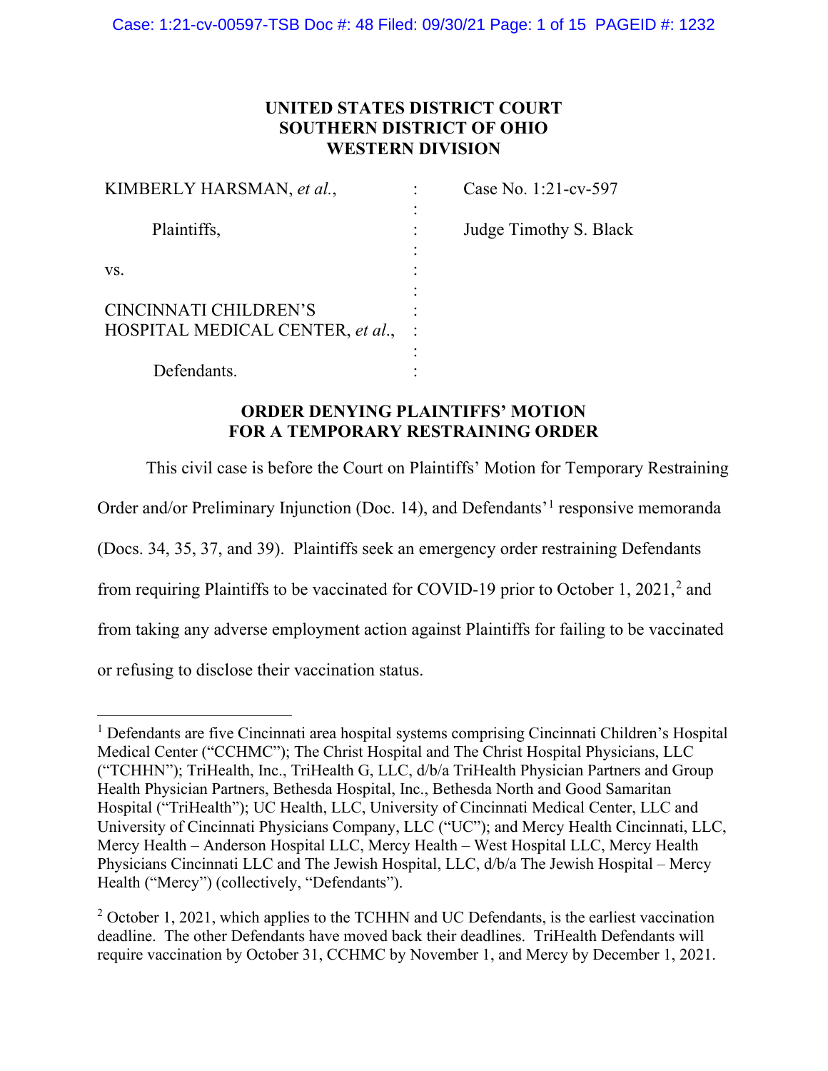**UNITED STATES DISTRICT COURT**
**SOUTHERN DISTRICT OF OHIO**
**WESTERN DIVISION**

| | | |
|---|---|---|
| KIMBERLY HARSMAN, *et al.*, | : | Case No. 1:21-cv-597 |
| Plaintiffs, | : | Judge Timothy S. Black |
| vs. | : | |
| CINCINNATI CHILDREN'S HOSPITAL MEDICAL CENTER, *et al.*, | : | |
| Defendants. | : | |

**ORDER DENYING PLAINTIFFS' MOTION FOR A TEMPORARY RESTRAINING ORDER**

This civil case is before the Court on Plaintiffs' Motion for Temporary Restraining Order and/or Preliminary Injunction (Doc. 14), and Defendants'[1] responsive memoranda (Docs. 34, 35, 37, and 39). Plaintiffs seek an emergency order restraining Defendants from requiring Plaintiffs to be vaccinated for COVID-19 prior to October 1, 2021,[2] and from taking any adverse employment action against Plaintiffs for failing to be vaccinated or refusing to disclose their vaccination status.

---

[1] Defendants are five Cincinnati area hospital systems comprising Cincinnati Children's Hospital Medical Center ("CCHMC"); The Christ Hospital and The Christ Hospital Physicians, LLC ("TCHHN"); TriHealth, Inc., TriHealth G, LLC, d/b/a TriHealth Physician Partners and Group Health Physician Partners, Bethesda Hospital, Inc., Bethesda North and Good Samaritan Hospital ("TriHealth"); UC Health, LLC, University of Cincinnati Medical Center, LLC and University of Cincinnati Physicians Company, LLC ("UC"); and Mercy Health Cincinnati, LLC, Mercy Health – Anderson Hospital LLC, Mercy Health – West Hospital LLC, Mercy Health Physicians Cincinnati LLC and The Jewish Hospital, LLC, d/b/a The Jewish Hospital – Mercy Health ("Mercy") (collectively, "Defendants").

[2] October 1, 2021, which applies to the TCHHN and UC Defendants, is the earliest vaccination deadline. The other Defendants have moved back their deadlines. TriHealth Defendants will require vaccination by October 31, CCHMC by November 1, and Mercy by December 1, 2021.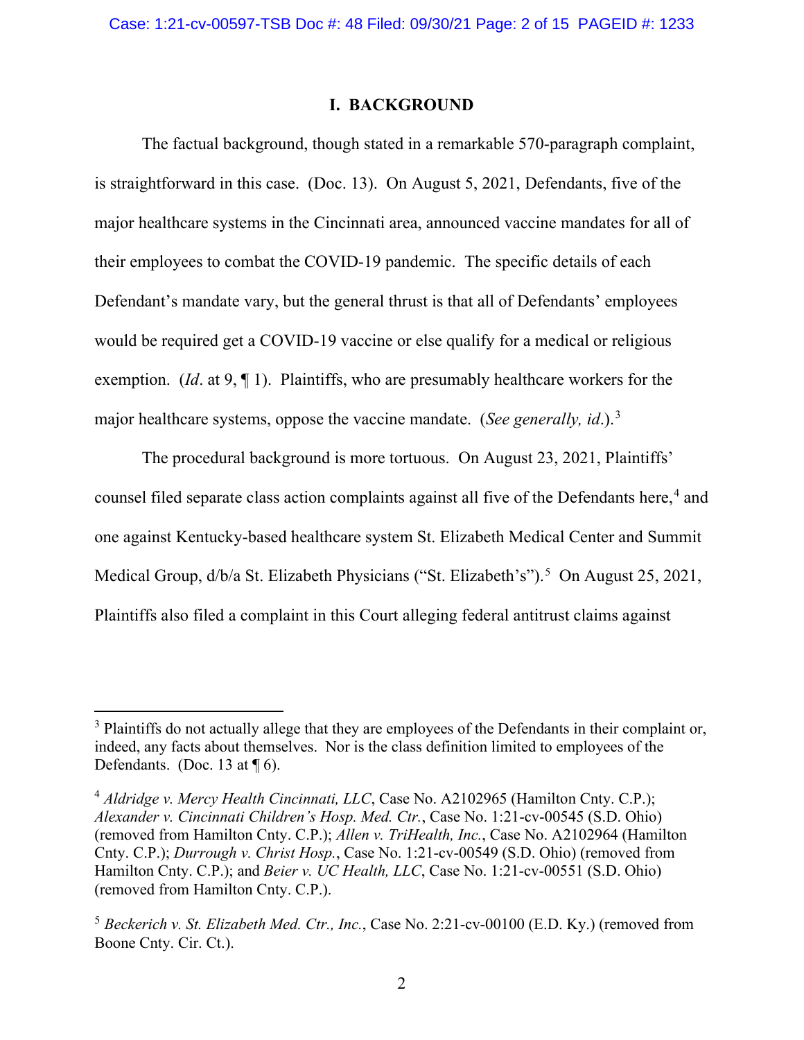## I. BACKGROUND

The factual background, though stated in a remarkable 570-paragraph complaint, is straightforward in this case. (Doc. 13). On August 5, 2021, Defendants, five of the major healthcare systems in the Cincinnati area, announced vaccine mandates for all of their employees to combat the COVID-19 pandemic. The specific details of each Defendant's mandate vary, but the general thrust is that all of Defendants' employees would be required get a COVID-19 vaccine or else qualify for a medical or religious exemption. (*Id*. at 9, ¶ 1). Plaintiffs, who are presumably healthcare workers for the major healthcare systems, oppose the vaccine mandate. (*See generally, id*.).[3]

The procedural background is more tortuous. On August 23, 2021, Plaintiffs' counsel filed separate class action complaints against all five of the Defendants here,[4] and one against Kentucky-based healthcare system St. Elizabeth Medical Center and Summit Medical Group, d/b/a St. Elizabeth Physicians ("St. Elizabeth's").[5] On August 25, 2021, Plaintiffs also filed a complaint in this Court alleging federal antitrust claims against

---

[3] Plaintiffs do not actually allege that they are employees of the Defendants in their complaint or, indeed, any facts about themselves. Nor is the class definition limited to employees of the Defendants. (Doc. 13 at ¶ 6).

[4] *Aldridge v. Mercy Health Cincinnati, LLC*, Case No. A2102965 (Hamilton Cnty. C.P.); *Alexander v. Cincinnati Children's Hosp. Med. Ctr.*, Case No. 1:21-cv-00545 (S.D. Ohio) (removed from Hamilton Cnty. C.P.); *Allen v. TriHealth, Inc.*, Case No. A2102964 (Hamilton Cnty. C.P.); *Durrough v. Christ Hosp.*, Case No. 1:21-cv-00549 (S.D. Ohio) (removed from Hamilton Cnty. C.P.); and *Beier v. UC Health, LLC*, Case No. 1:21-cv-00551 (S.D. Ohio) (removed from Hamilton Cnty. C.P.).

[5] *Beckerich v. St. Elizabeth Med. Ctr., Inc.*, Case No. 2:21-cv-00100 (E.D. Ky.) (removed from Boone Cnty. Cir. Ct.).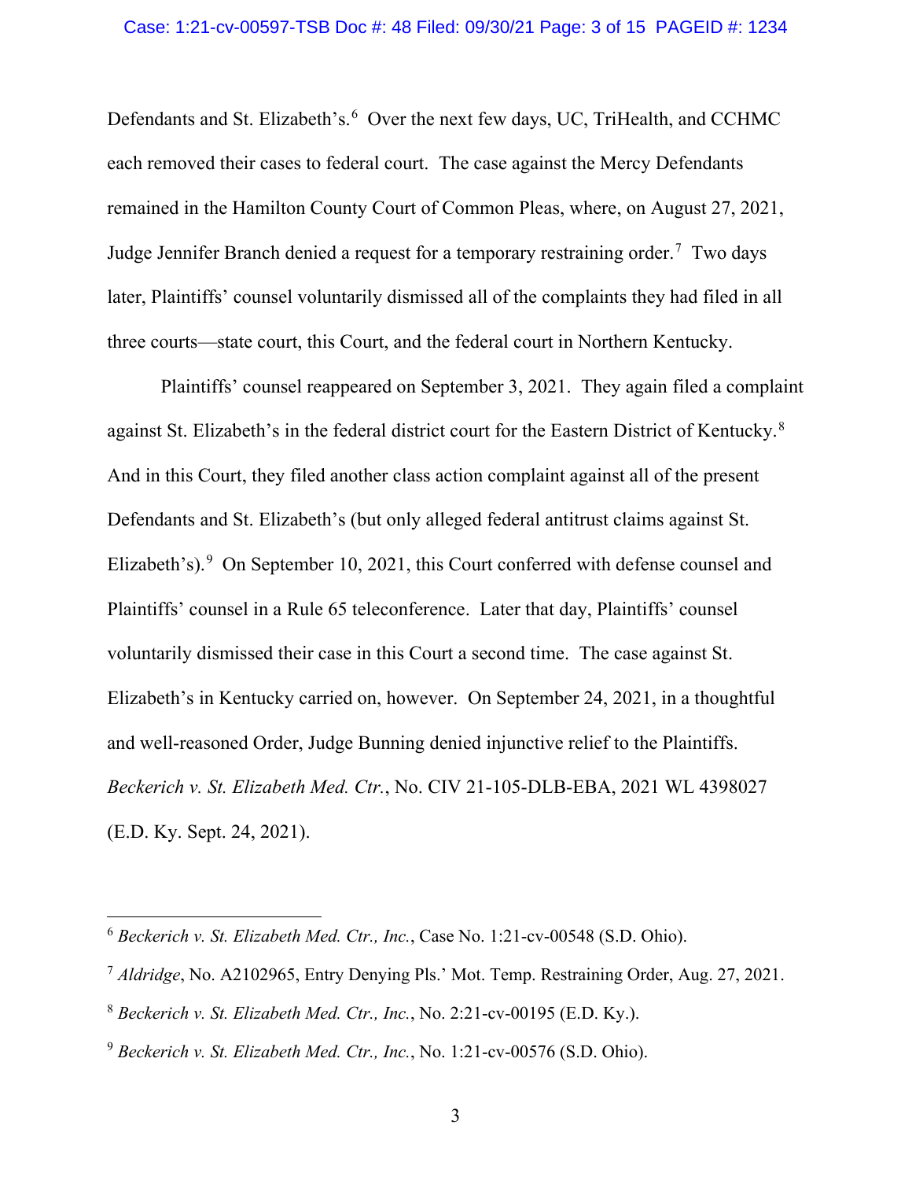Defendants and St. Elizabeth's.[6] Over the next few days, UC, TriHealth, and CCHMC each removed their cases to federal court. The case against the Mercy Defendants remained in the Hamilton County Court of Common Pleas, where, on August 27, 2021, Judge Jennifer Branch denied a request for a temporary restraining order.[7] Two days later, Plaintiffs' counsel voluntarily dismissed all of the complaints they had filed in all three courts—state court, this Court, and the federal court in Northern Kentucky.

Plaintiffs' counsel reappeared on September 3, 2021. They again filed a complaint against St. Elizabeth's in the federal district court for the Eastern District of Kentucky.[8] And in this Court, they filed another class action complaint against all of the present Defendants and St. Elizabeth's (but only alleged federal antitrust claims against St. Elizabeth's).[9] On September 10, 2021, this Court conferred with defense counsel and Plaintiffs' counsel in a Rule 65 teleconference. Later that day, Plaintiffs' counsel voluntarily dismissed their case in this Court a second time. The case against St. Elizabeth's in Kentucky carried on, however. On September 24, 2021, in a thoughtful and well-reasoned Order, Judge Bunning denied injunctive relief to the Plaintiffs. *Beckerich v. St. Elizabeth Med. Ctr.*, No. CIV 21-105-DLB-EBA, 2021 WL 4398027 (E.D. Ky. Sept. 24, 2021).

---

[6] *Beckerich v. St. Elizabeth Med. Ctr., Inc.*, Case No. 1:21-cv-00548 (S.D. Ohio).

[7] *Aldridge*, No. A2102965, Entry Denying Pls.' Mot. Temp. Restraining Order, Aug. 27, 2021.

[8] *Beckerich v. St. Elizabeth Med. Ctr., Inc.*, No. 2:21-cv-00195 (E.D. Ky.).

[9] *Beckerich v. St. Elizabeth Med. Ctr., Inc.*, No. 1:21-cv-00576 (S.D. Ohio).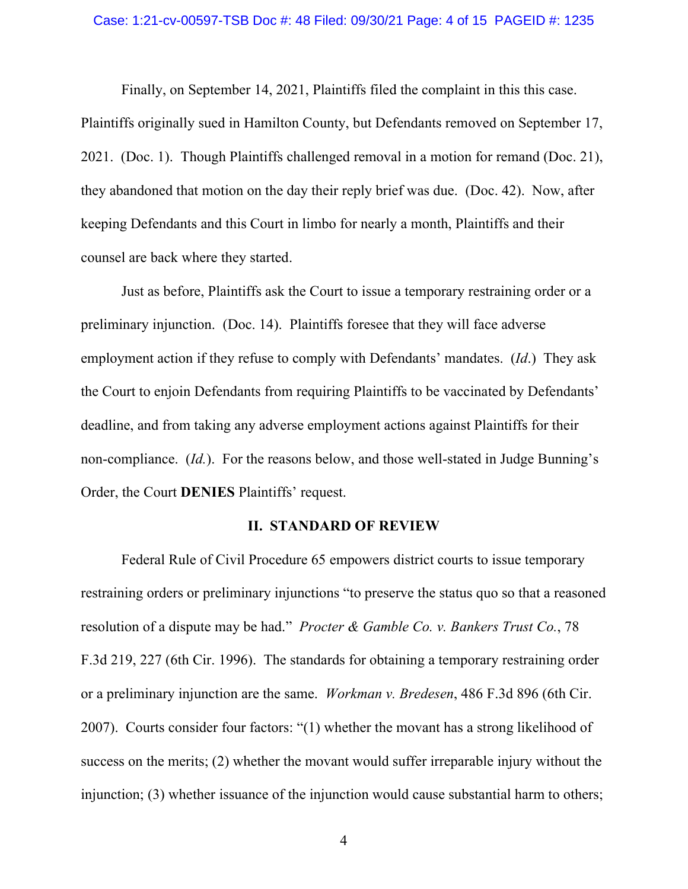Finally, on September 14, 2021, Plaintiffs filed the complaint in this this case. Plaintiffs originally sued in Hamilton County, but Defendants removed on September 17, 2021. (Doc. 1). Though Plaintiffs challenged removal in a motion for remand (Doc. 21), they abandoned that motion on the day their reply brief was due. (Doc. 42). Now, after keeping Defendants and this Court in limbo for nearly a month, Plaintiffs and their counsel are back where they started.

Just as before, Plaintiffs ask the Court to issue a temporary restraining order or a preliminary injunction. (Doc. 14). Plaintiffs foresee that they will face adverse employment action if they refuse to comply with Defendants' mandates. (*Id*.) They ask the Court to enjoin Defendants from requiring Plaintiffs to be vaccinated by Defendants' deadline, and from taking any adverse employment actions against Plaintiffs for their non-compliance. (*Id.*). For the reasons below, and those well-stated in Judge Bunning's Order, the Court **DENIES** Plaintiffs' request.

## II. STANDARD OF REVIEW

Federal Rule of Civil Procedure 65 empowers district courts to issue temporary restraining orders or preliminary injunctions "to preserve the status quo so that a reasoned resolution of a dispute may be had." *Procter & Gamble Co. v. Bankers Trust Co.*, 78 F.3d 219, 227 (6th Cir. 1996). The standards for obtaining a temporary restraining order or a preliminary injunction are the same. *Workman v. Bredesen*, 486 F.3d 896 (6th Cir. 2007). Courts consider four factors: "(1) whether the movant has a strong likelihood of success on the merits; (2) whether the movant would suffer irreparable injury without the injunction; (3) whether issuance of the injunction would cause substantial harm to others;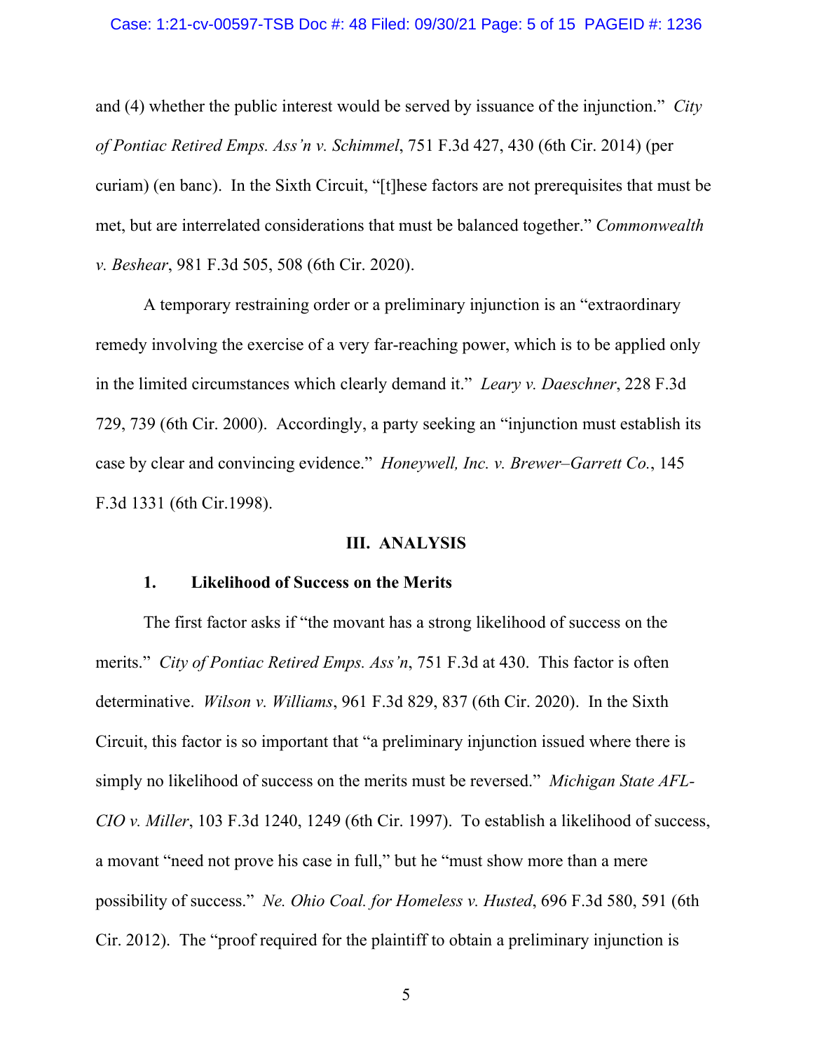and (4) whether the public interest would be served by issuance of the injunction." *City of Pontiac Retired Emps. Ass'n v. Schimmel*, 751 F.3d 427, 430 (6th Cir. 2014) (per curiam) (en banc). In the Sixth Circuit, "[t]hese factors are not prerequisites that must be met, but are interrelated considerations that must be balanced together." *Commonwealth v. Beshear*, 981 F.3d 505, 508 (6th Cir. 2020).

A temporary restraining order or a preliminary injunction is an "extraordinary remedy involving the exercise of a very far-reaching power, which is to be applied only in the limited circumstances which clearly demand it." *Leary v. Daeschner*, 228 F.3d 729, 739 (6th Cir. 2000). Accordingly, a party seeking an "injunction must establish its case by clear and convincing evidence." *Honeywell, Inc. v. Brewer–Garrett Co.*, 145 F.3d 1331 (6th Cir.1998).

## III. ANALYSIS

### 1. Likelihood of Success on the Merits

The first factor asks if "the movant has a strong likelihood of success on the merits." *City of Pontiac Retired Emps. Ass'n*, 751 F.3d at 430. This factor is often determinative. *Wilson v. Williams*, 961 F.3d 829, 837 (6th Cir. 2020). In the Sixth Circuit, this factor is so important that "a preliminary injunction issued where there is simply no likelihood of success on the merits must be reversed." *Michigan State AFL-CIO v. Miller*, 103 F.3d 1240, 1249 (6th Cir. 1997). To establish a likelihood of success, a movant "need not prove his case in full," but he "must show more than a mere possibility of success." *Ne. Ohio Coal. for Homeless v. Husted*, 696 F.3d 580, 591 (6th Cir. 2012). The "proof required for the plaintiff to obtain a preliminary injunction is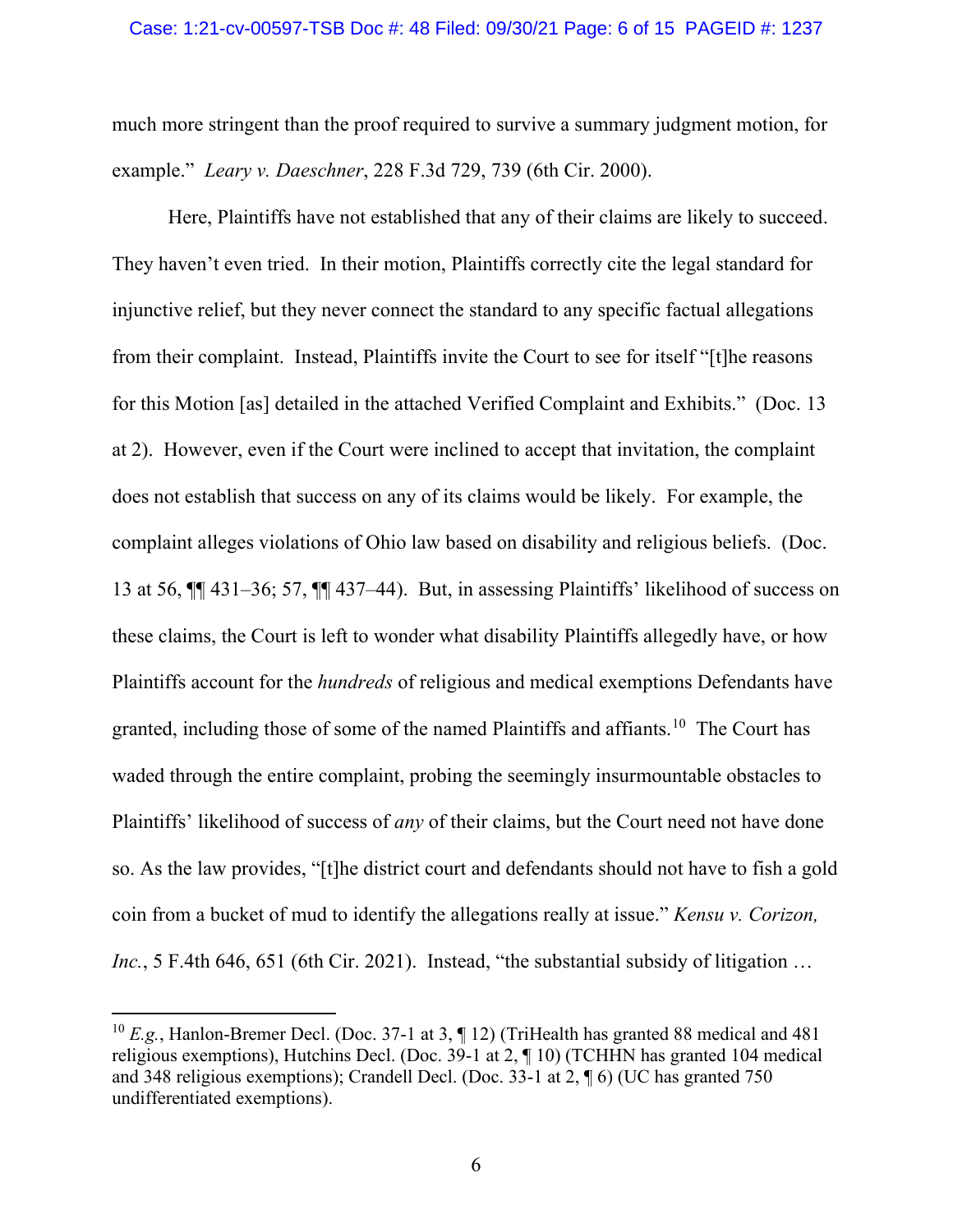much more stringent than the proof required to survive a summary judgment motion, for example." *Leary v. Daeschner*, 228 F.3d 729, 739 (6th Cir. 2000).

Here, Plaintiffs have not established that any of their claims are likely to succeed. They haven't even tried. In their motion, Plaintiffs correctly cite the legal standard for injunctive relief, but they never connect the standard to any specific factual allegations from their complaint. Instead, Plaintiffs invite the Court to see for itself "[t]he reasons for this Motion [as] detailed in the attached Verified Complaint and Exhibits." (Doc. 13 at 2). However, even if the Court were inclined to accept that invitation, the complaint does not establish that success on any of its claims would be likely. For example, the complaint alleges violations of Ohio law based on disability and religious beliefs. (Doc. 13 at 56, ¶¶ 431–36; 57, ¶¶ 437–44). But, in assessing Plaintiffs' likelihood of success on these claims, the Court is left to wonder what disability Plaintiffs allegedly have, or how Plaintiffs account for the *hundreds* of religious and medical exemptions Defendants have granted, including those of some of the named Plaintiffs and affiants.[10] The Court has waded through the entire complaint, probing the seemingly insurmountable obstacles to Plaintiffs' likelihood of success of *any* of their claims, but the Court need not have done so. As the law provides, "[t]he district court and defendants should not have to fish a gold coin from a bucket of mud to identify the allegations really at issue." *Kensu v. Corizon, Inc.*, 5 F.4th 646, 651 (6th Cir. 2021). Instead, "the substantial subsidy of litigation …

---

[10] *E.g.*, Hanlon-Bremer Decl. (Doc. 37-1 at 3, ¶ 12) (TriHealth has granted 88 medical and 481 religious exemptions), Hutchins Decl. (Doc. 39-1 at 2, ¶ 10) (TCHHN has granted 104 medical and 348 religious exemptions); Crandell Decl. (Doc. 33-1 at 2, ¶ 6) (UC has granted 750 undifferentiated exemptions).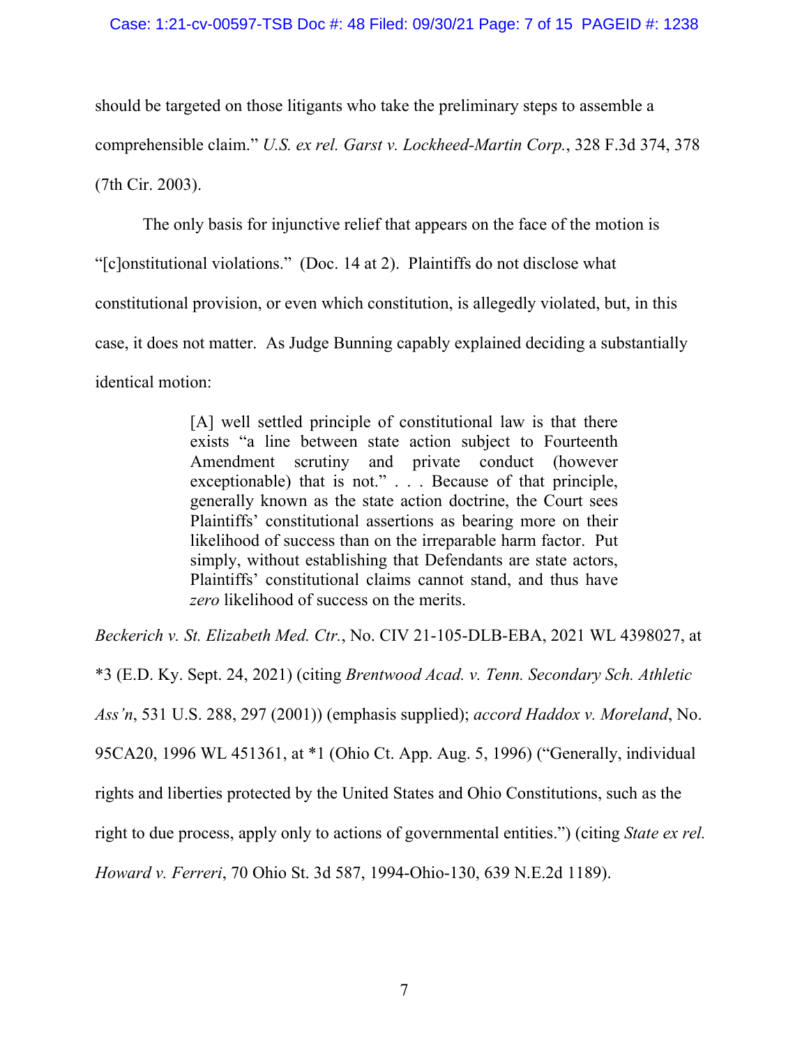should be targeted on those litigants who take the preliminary steps to assemble a comprehensible claim." *U.S. ex rel. Garst v. Lockheed-Martin Corp.*, 328 F.3d 374, 378 (7th Cir. 2003).

The only basis for injunctive relief that appears on the face of the motion is "[c]onstitutional violations." (Doc. 14 at 2). Plaintiffs do not disclose what constitutional provision, or even which constitution, is allegedly violated, but, in this case, it does not matter. As Judge Bunning capably explained deciding a substantially identical motion:

> [A] well settled principle of constitutional law is that there exists "a line between state action subject to Fourteenth Amendment scrutiny and private conduct (however exceptionable) that is not." . . . Because of that principle, generally known as the state action doctrine, the Court sees Plaintiffs' constitutional assertions as bearing more on their likelihood of success than on the irreparable harm factor. Put simply, without establishing that Defendants are state actors, Plaintiffs' constitutional claims cannot stand, and thus have *zero* likelihood of success on the merits.

*Beckerich v. St. Elizabeth Med. Ctr.*, No. CIV 21-105-DLB-EBA, 2021 WL 4398027, at *3 (E.D. Ky. Sept. 24, 2021) (citing *Brentwood Acad. v. Tenn. Secondary Sch. Athletic Ass'n*, 531 U.S. 288, 297 (2001)) (emphasis supplied); *accord Haddox v. Moreland*, No. 95CA20, 1996 WL 451361, at *1 (Ohio Ct. App. Aug. 5, 1996) ("Generally, individual rights and liberties protected by the United States and Ohio Constitutions, such as the right to due process, apply only to actions of governmental entities.") (citing *State ex rel. Howard v. Ferreri*, 70 Ohio St. 3d 587, 1994-Ohio-130, 639 N.E.2d 1189).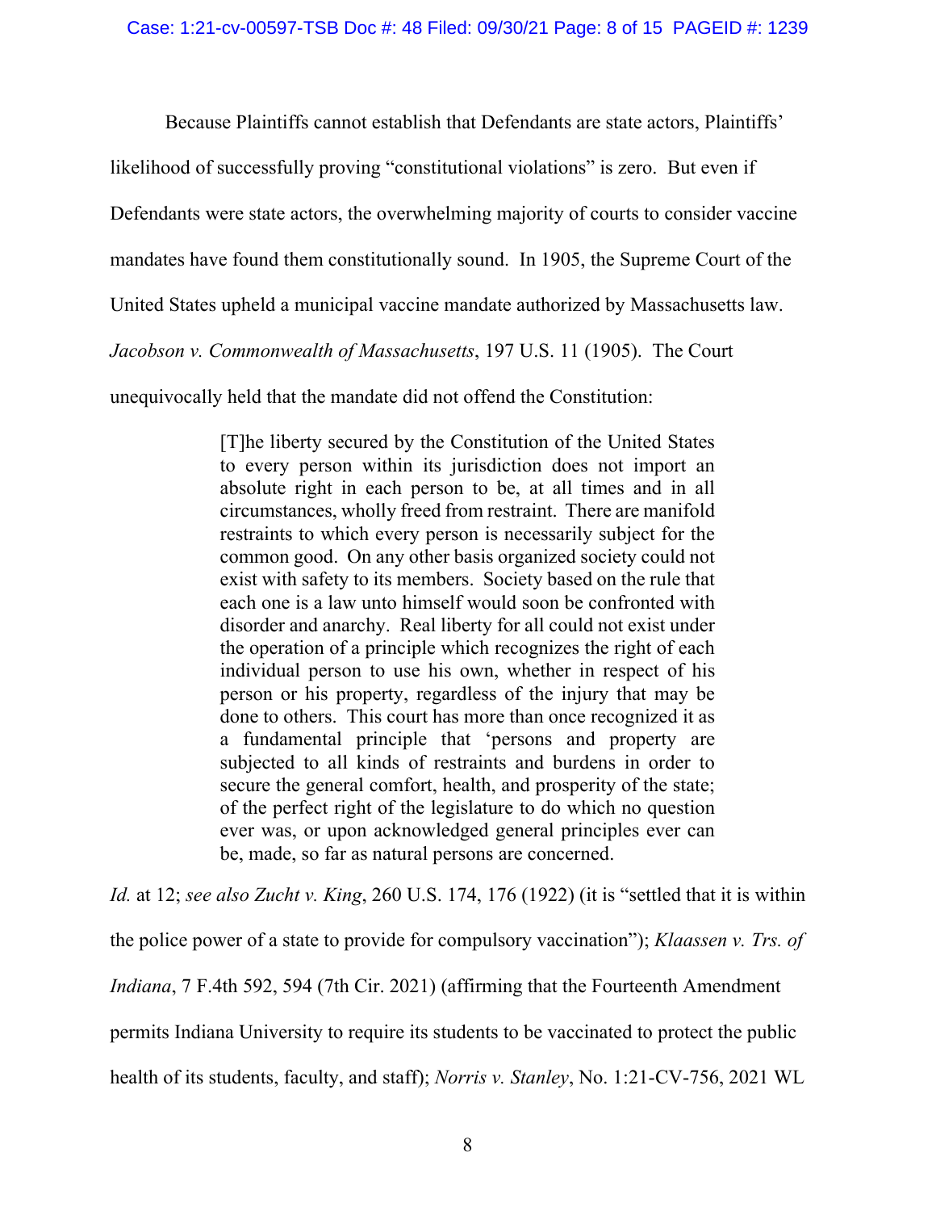Because Plaintiffs cannot establish that Defendants are state actors, Plaintiffs' likelihood of successfully proving "constitutional violations" is zero. But even if Defendants were state actors, the overwhelming majority of courts to consider vaccine mandates have found them constitutionally sound. In 1905, the Supreme Court of the United States upheld a municipal vaccine mandate authorized by Massachusetts law. *Jacobson v. Commonwealth of Massachusetts*, 197 U.S. 11 (1905). The Court unequivocally held that the mandate did not offend the Constitution:

> [T]he liberty secured by the Constitution of the United States to every person within its jurisdiction does not import an absolute right in each person to be, at all times and in all circumstances, wholly freed from restraint. There are manifold restraints to which every person is necessarily subject for the common good. On any other basis organized society could not exist with safety to its members. Society based on the rule that each one is a law unto himself would soon be confronted with disorder and anarchy. Real liberty for all could not exist under the operation of a principle which recognizes the right of each individual person to use his own, whether in respect of his person or his property, regardless of the injury that may be done to others. This court has more than once recognized it as a fundamental principle that 'persons and property are subjected to all kinds of restraints and burdens in order to secure the general comfort, health, and prosperity of the state; of the perfect right of the legislature to do which no question ever was, or upon acknowledged general principles ever can be, made, so far as natural persons are concerned.

*Id.* at 12; *see also Zucht v. King*, 260 U.S. 174, 176 (1922) (it is "settled that it is within the police power of a state to provide for compulsory vaccination"); *Klaassen v. Trs. of Indiana*, 7 F.4th 592, 594 (7th Cir. 2021) (affirming that the Fourteenth Amendment permits Indiana University to require its students to be vaccinated to protect the public health of its students, faculty, and staff); *Norris v. Stanley*, No. 1:21-CV-756, 2021 WL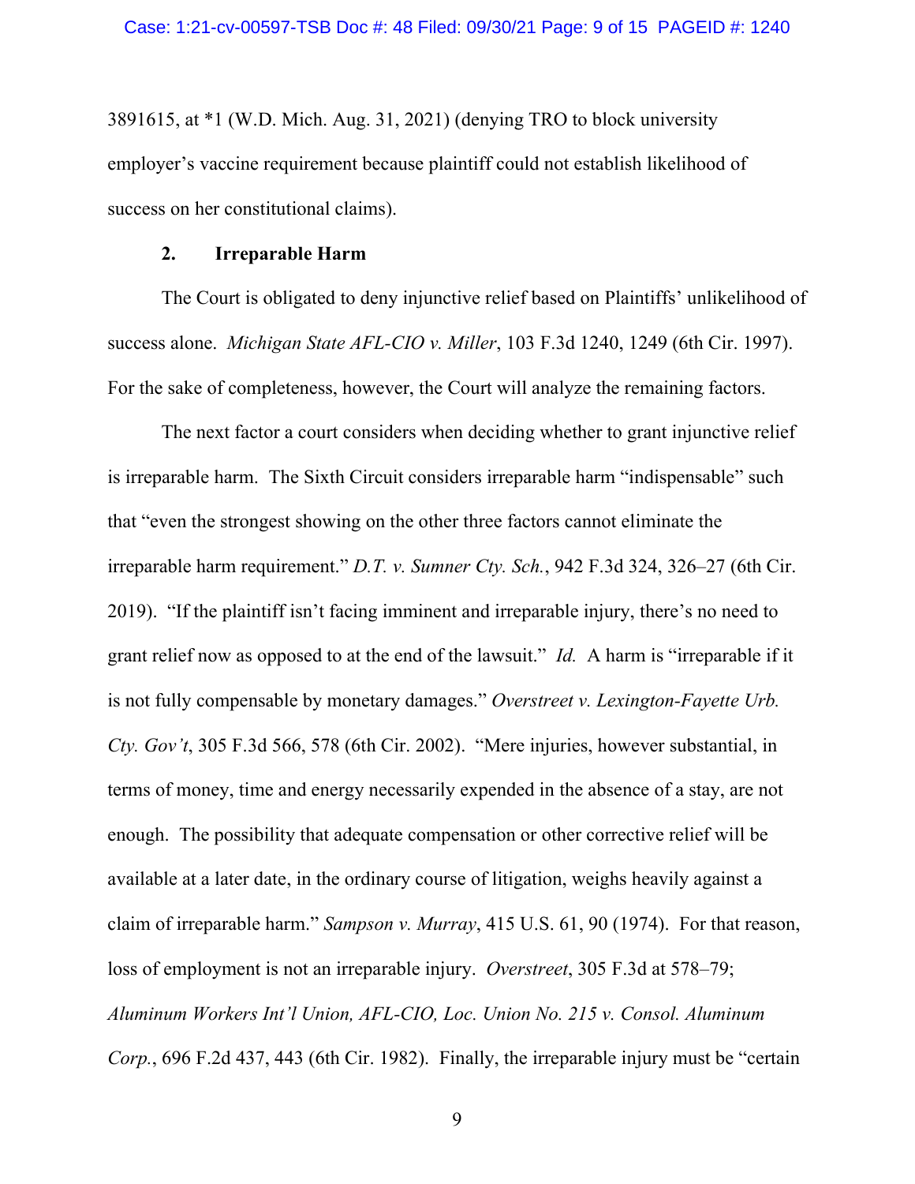3891615, at *1 (W.D. Mich. Aug. 31, 2021) (denying TRO to block university employer's vaccine requirement because plaintiff could not establish likelihood of success on her constitutional claims).

### 2. Irreparable Harm

The Court is obligated to deny injunctive relief based on Plaintiffs' unlikelihood of success alone. *Michigan State AFL-CIO v. Miller*, 103 F.3d 1240, 1249 (6th Cir. 1997). For the sake of completeness, however, the Court will analyze the remaining factors.

The next factor a court considers when deciding whether to grant injunctive relief is irreparable harm. The Sixth Circuit considers irreparable harm "indispensable" such that "even the strongest showing on the other three factors cannot eliminate the irreparable harm requirement." *D.T. v. Sumner Cty. Sch.*, 942 F.3d 324, 326–27 (6th Cir. 2019). "If the plaintiff isn't facing imminent and irreparable injury, there's no need to grant relief now as opposed to at the end of the lawsuit." *Id.* A harm is "irreparable if it is not fully compensable by monetary damages." *Overstreet v. Lexington-Fayette Urb. Cty. Gov't*, 305 F.3d 566, 578 (6th Cir. 2002). "Mere injuries, however substantial, in terms of money, time and energy necessarily expended in the absence of a stay, are not enough. The possibility that adequate compensation or other corrective relief will be available at a later date, in the ordinary course of litigation, weighs heavily against a claim of irreparable harm." *Sampson v. Murray*, 415 U.S. 61, 90 (1974). For that reason, loss of employment is not an irreparable injury. *Overstreet*, 305 F.3d at 578–79; *Aluminum Workers Int'l Union, AFL-CIO, Loc. Union No. 215 v. Consol. Aluminum Corp.*, 696 F.2d 437, 443 (6th Cir. 1982). Finally, the irreparable injury must be "certain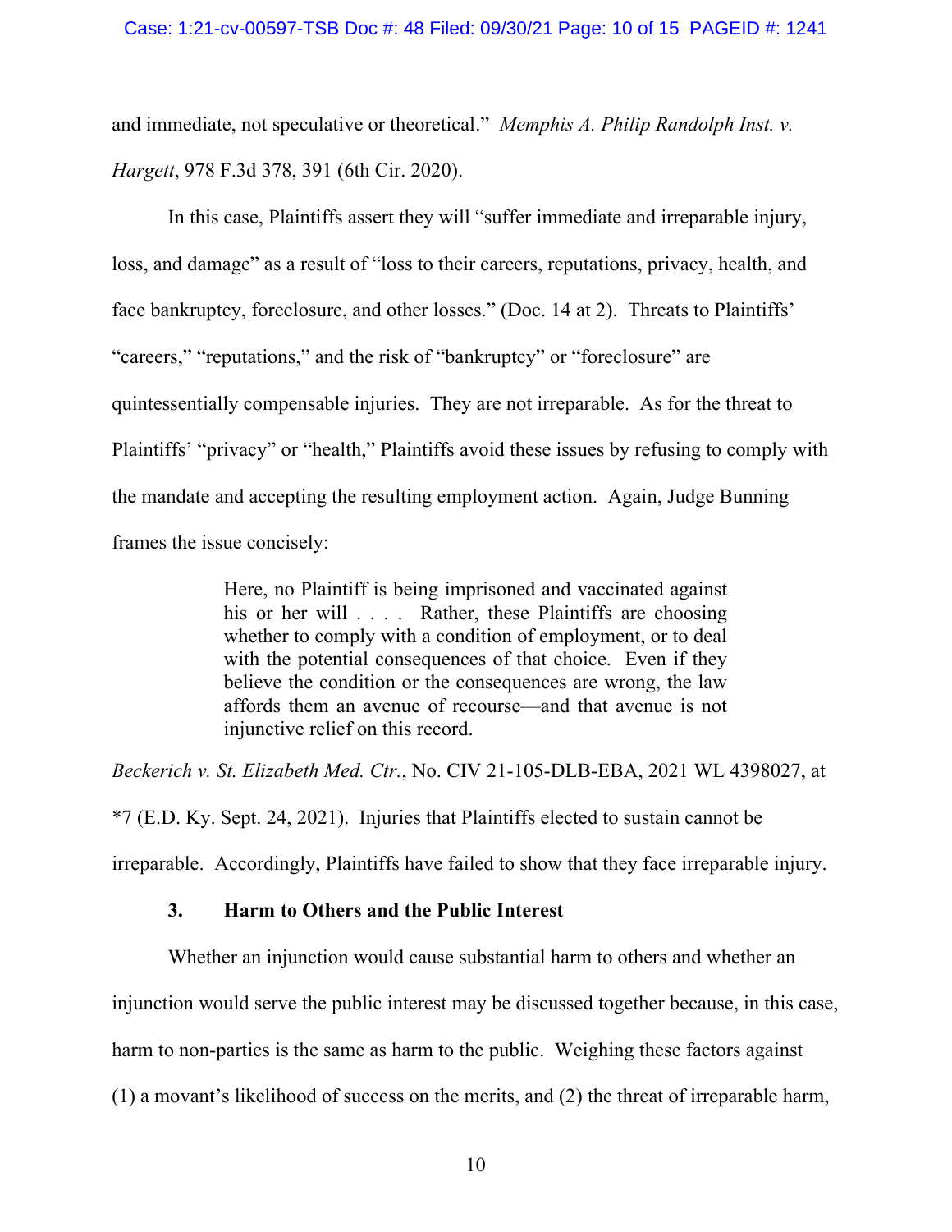and immediate, not speculative or theoretical." *Memphis A. Philip Randolph Inst. v. Hargett*, 978 F.3d 378, 391 (6th Cir. 2020).

In this case, Plaintiffs assert they will "suffer immediate and irreparable injury, loss, and damage" as a result of "loss to their careers, reputations, privacy, health, and face bankruptcy, foreclosure, and other losses." (Doc. 14 at 2). Threats to Plaintiffs' "careers," "reputations," and the risk of "bankruptcy" or "foreclosure" are quintessentially compensable injuries. They are not irreparable. As for the threat to Plaintiffs' "privacy" or "health," Plaintiffs avoid these issues by refusing to comply with the mandate and accepting the resulting employment action. Again, Judge Bunning frames the issue concisely:

> Here, no Plaintiff is being imprisoned and vaccinated against his or her will . . . . Rather, these Plaintiffs are choosing whether to comply with a condition of employment, or to deal with the potential consequences of that choice. Even if they believe the condition or the consequences are wrong, the law affords them an avenue of recourse—and that avenue is not injunctive relief on this record.

*Beckerich v. St. Elizabeth Med. Ctr.*, No. CIV 21-105-DLB-EBA, 2021 WL 4398027, at *7 (E.D. Ky. Sept. 24, 2021). Injuries that Plaintiffs elected to sustain cannot be irreparable. Accordingly, Plaintiffs have failed to show that they face irreparable injury.

### 3. Harm to Others and the Public Interest

Whether an injunction would cause substantial harm to others and whether an injunction would serve the public interest may be discussed together because, in this case, harm to non-parties is the same as harm to the public. Weighing these factors against (1) a movant's likelihood of success on the merits, and (2) the threat of irreparable harm,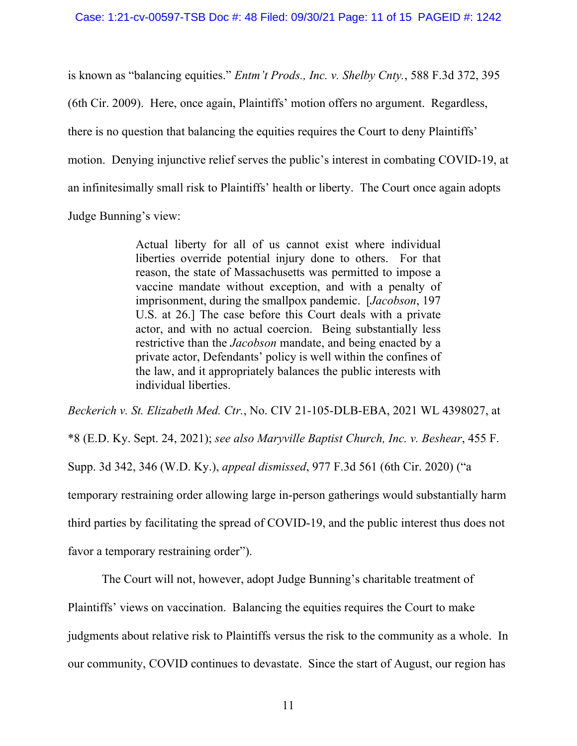is known as "balancing equities." *Entm't Prods., Inc. v. Shelby Cnty.*, 588 F.3d 372, 395 (6th Cir. 2009). Here, once again, Plaintiffs' motion offers no argument. Regardless, there is no question that balancing the equities requires the Court to deny Plaintiffs' motion. Denying injunctive relief serves the public's interest in combating COVID-19, at an infinitesimally small risk to Plaintiffs' health or liberty. The Court once again adopts Judge Bunning's view:

> Actual liberty for all of us cannot exist where individual liberties override potential injury done to others. For that reason, the state of Massachusetts was permitted to impose a vaccine mandate without exception, and with a penalty of imprisonment, during the smallpox pandemic. [*Jacobson*, 197 U.S. at 26.] The case before this Court deals with a private actor, and with no actual coercion. Being substantially less restrictive than the *Jacobson* mandate, and being enacted by a private actor, Defendants' policy is well within the confines of the law, and it appropriately balances the public interests with individual liberties.

*Beckerich v. St. Elizabeth Med. Ctr.*, No. CIV 21-105-DLB-EBA, 2021 WL 4398027, at *8 (E.D. Ky. Sept. 24, 2021); *see also Maryville Baptist Church, Inc. v. Beshear*, 455 F. Supp. 3d 342, 346 (W.D. Ky.), *appeal dismissed*, 977 F.3d 561 (6th Cir. 2020) ("a temporary restraining order allowing large in-person gatherings would substantially harm third parties by facilitating the spread of COVID-19, and the public interest thus does not favor a temporary restraining order").

The Court will not, however, adopt Judge Bunning's charitable treatment of Plaintiffs' views on vaccination. Balancing the equities requires the Court to make judgments about relative risk to Plaintiffs versus the risk to the community as a whole. In our community, COVID continues to devastate. Since the start of August, our region has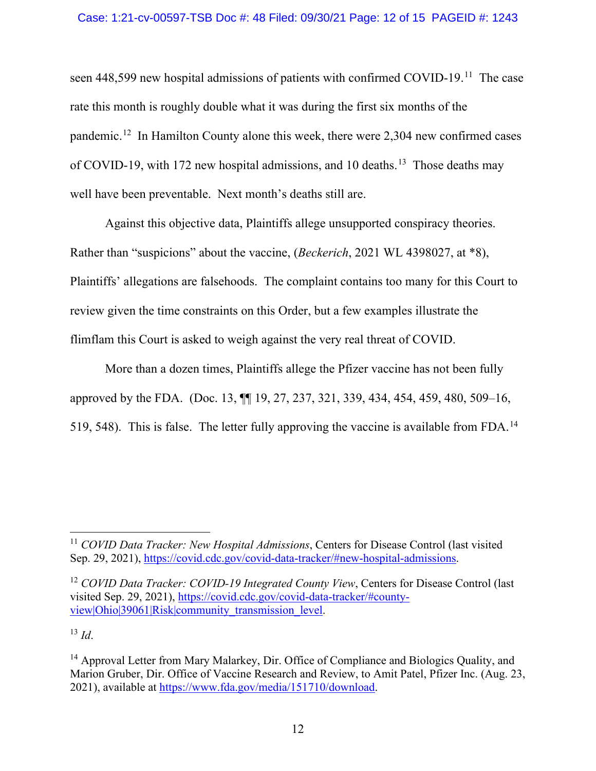seen 448,599 new hospital admissions of patients with confirmed COVID-19.[11] The case rate this month is roughly double what it was during the first six months of the pandemic.[12] In Hamilton County alone this week, there were 2,304 new confirmed cases of COVID-19, with 172 new hospital admissions, and 10 deaths.[13] Those deaths may well have been preventable. Next month's deaths still are.

Against this objective data, Plaintiffs allege unsupported conspiracy theories. Rather than "suspicions" about the vaccine, (*Beckerich*, 2021 WL 4398027, at *8), Plaintiffs' allegations are falsehoods. The complaint contains too many for this Court to review given the time constraints on this Order, but a few examples illustrate the flimflam this Court is asked to weigh against the very real threat of COVID.

More than a dozen times, Plaintiffs allege the Pfizer vaccine has not been fully approved by the FDA. (Doc. 13, ¶¶ 19, 27, 237, 321, 339, 434, 454, 459, 480, 509–16, 519, 548). This is false. The letter fully approving the vaccine is available from FDA.[14]

---

[11] *COVID Data Tracker: New Hospital Admissions*, Centers for Disease Control (last visited Sep. 29, 2021), https://covid.cdc.gov/covid-data-tracker/#new-hospital-admissions.

[12] *COVID Data Tracker: COVID-19 Integrated County View*, Centers for Disease Control (last visited Sep. 29, 2021), https://covid.cdc.gov/covid-data-tracker/#county-view|Ohio|39061|Risk|community_transmission_level.

[13] *Id*.

[14] Approval Letter from Mary Malarkey, Dir. Office of Compliance and Biologics Quality, and Marion Gruber, Dir. Office of Vaccine Research and Review, to Amit Patel, Pfizer Inc. (Aug. 23, 2021), available at https://www.fda.gov/media/151710/download.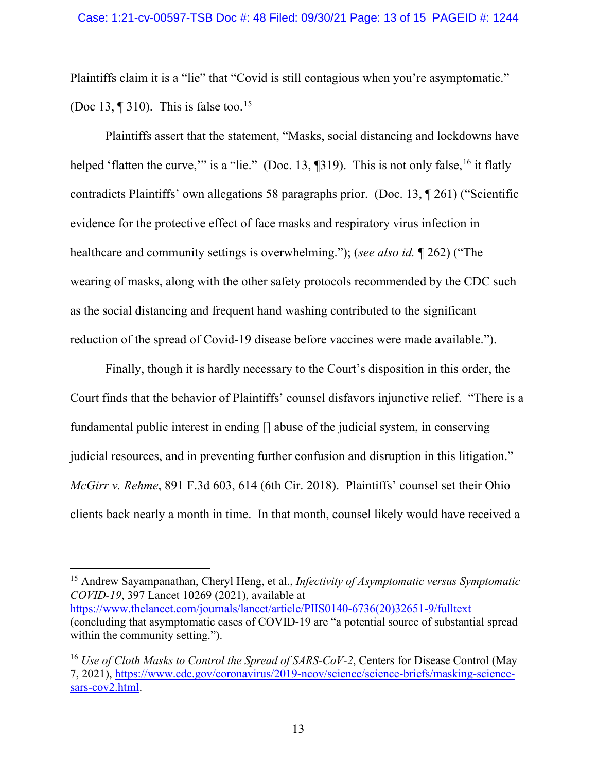Plaintiffs claim it is a "lie" that "Covid is still contagious when you're asymptomatic." (Doc 13, ¶ 310). This is false too.[15]

Plaintiffs assert that the statement, "Masks, social distancing and lockdowns have helped 'flatten the curve,'" is a "lie." (Doc. 13, ¶319). This is not only false,[16] it flatly contradicts Plaintiffs' own allegations 58 paragraphs prior. (Doc. 13, ¶ 261) ("Scientific evidence for the protective effect of face masks and respiratory virus infection in healthcare and community settings is overwhelming."); (*see also id.* ¶ 262) ("The wearing of masks, along with the other safety protocols recommended by the CDC such as the social distancing and frequent hand washing contributed to the significant reduction of the spread of Covid-19 disease before vaccines were made available.").

Finally, though it is hardly necessary to the Court's disposition in this order, the Court finds that the behavior of Plaintiffs' counsel disfavors injunctive relief. "There is a fundamental public interest in ending [] abuse of the judicial system, in conserving judicial resources, and in preventing further confusion and disruption in this litigation." *McGirr v. Rehme*, 891 F.3d 603, 614 (6th Cir. 2018). Plaintiffs' counsel set their Ohio clients back nearly a month in time. In that month, counsel likely would have received a

---

[15] Andrew Sayampanathan, Cheryl Heng, et al., *Infectivity of Asymptomatic versus Symptomatic COVID-19*, 397 Lancet 10269 (2021), available at https://www.thelancet.com/journals/lancet/article/PIIS0140-6736(20)32651-9/fulltext (concluding that asymptomatic cases of COVID-19 are "a potential source of substantial spread within the community setting.").

[16] *Use of Cloth Masks to Control the Spread of SARS-CoV-2*, Centers for Disease Control (May 7, 2021), https://www.cdc.gov/coronavirus/2019-ncov/science/science-briefs/masking-science-sars-cov2.html.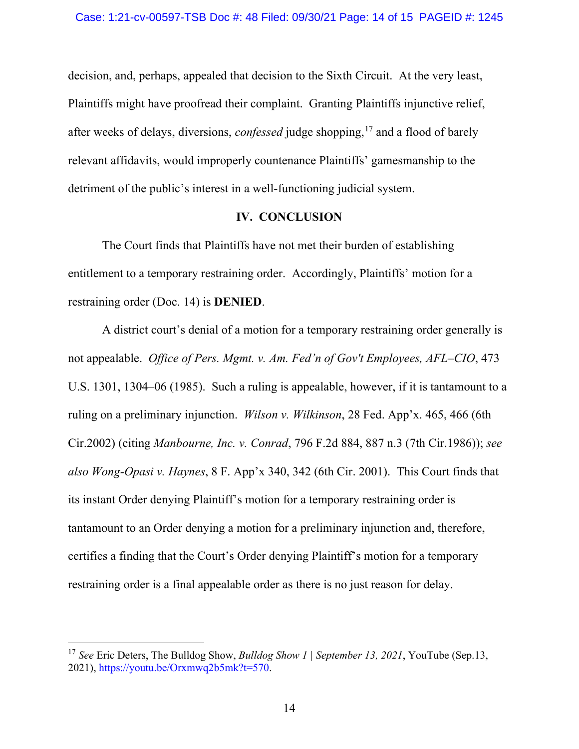decision, and, perhaps, appealed that decision to the Sixth Circuit. At the very least, Plaintiffs might have proofread their complaint. Granting Plaintiffs injunctive relief, after weeks of delays, diversions, *confessed* judge shopping,[17] and a flood of barely relevant affidavits, would improperly countenance Plaintiffs' gamesmanship to the detriment of the public's interest in a well-functioning judicial system.

## IV. CONCLUSION

The Court finds that Plaintiffs have not met their burden of establishing entitlement to a temporary restraining order. Accordingly, Plaintiffs' motion for a restraining order (Doc. 14) is **DENIED**.

A district court's denial of a motion for a temporary restraining order generally is not appealable. *Office of Pers. Mgmt. v. Am. Fed'n of Gov't Employees, AFL–CIO*, 473 U.S. 1301, 1304–06 (1985). Such a ruling is appealable, however, if it is tantamount to a ruling on a preliminary injunction. *Wilson v. Wilkinson*, 28 Fed. App'x. 465, 466 (6th Cir.2002) (citing *Manbourne, Inc. v. Conrad*, 796 F.2d 884, 887 n.3 (7th Cir.1986)); *see also Wong-Opasi v. Haynes*, 8 F. App'x 340, 342 (6th Cir. 2001). This Court finds that its instant Order denying Plaintiff's motion for a temporary restraining order is tantamount to an Order denying a motion for a preliminary injunction and, therefore, certifies a finding that the Court's Order denying Plaintiff's motion for a temporary restraining order is a final appealable order as there is no just reason for delay.

---

[17] *See* Eric Deters, The Bulldog Show, *Bulldog Show 1 | September 13, 2021*, YouTube (Sep.13, 2021), https://youtu.be/Orxmwq2b5mk?t=570.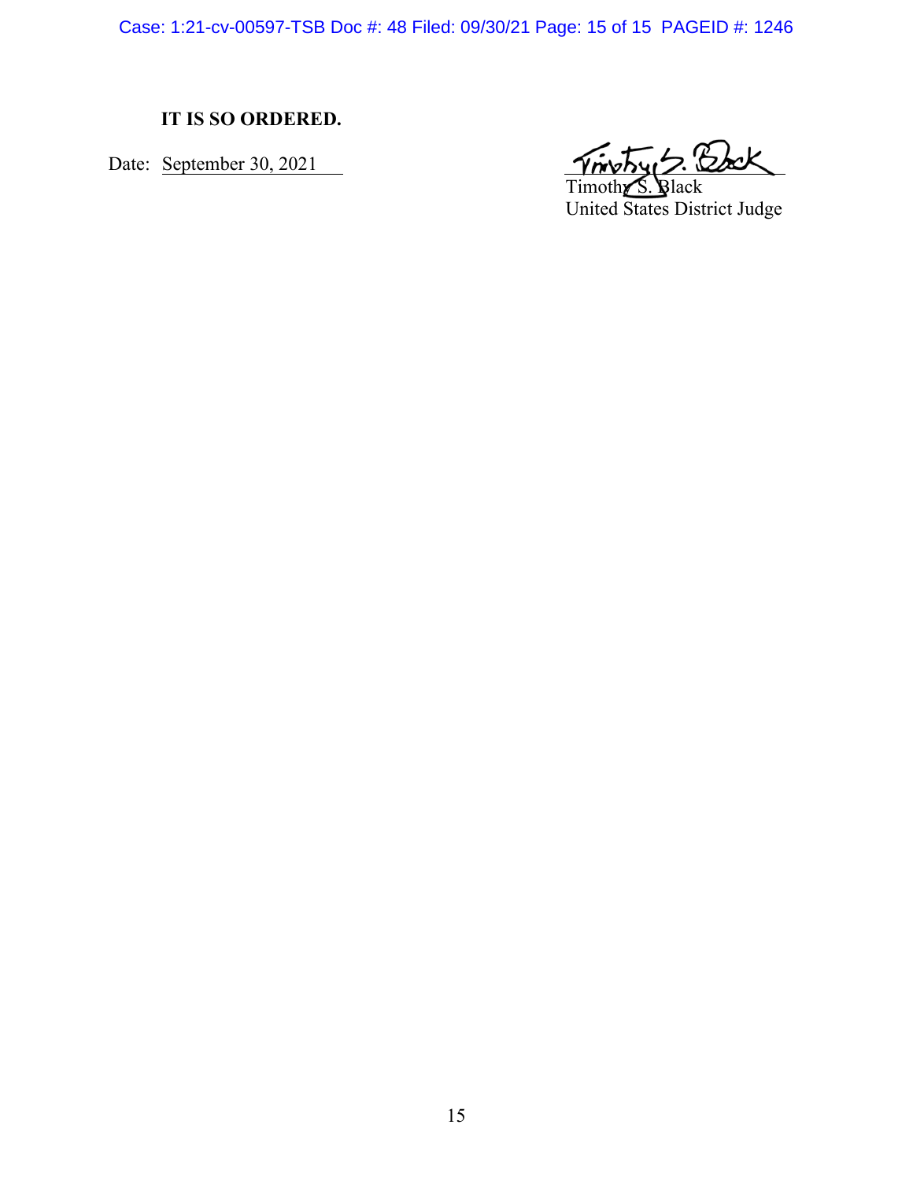**IT IS SO ORDERED.**

Date: September 30, 2021

Timothy S. Black
United States District Judge